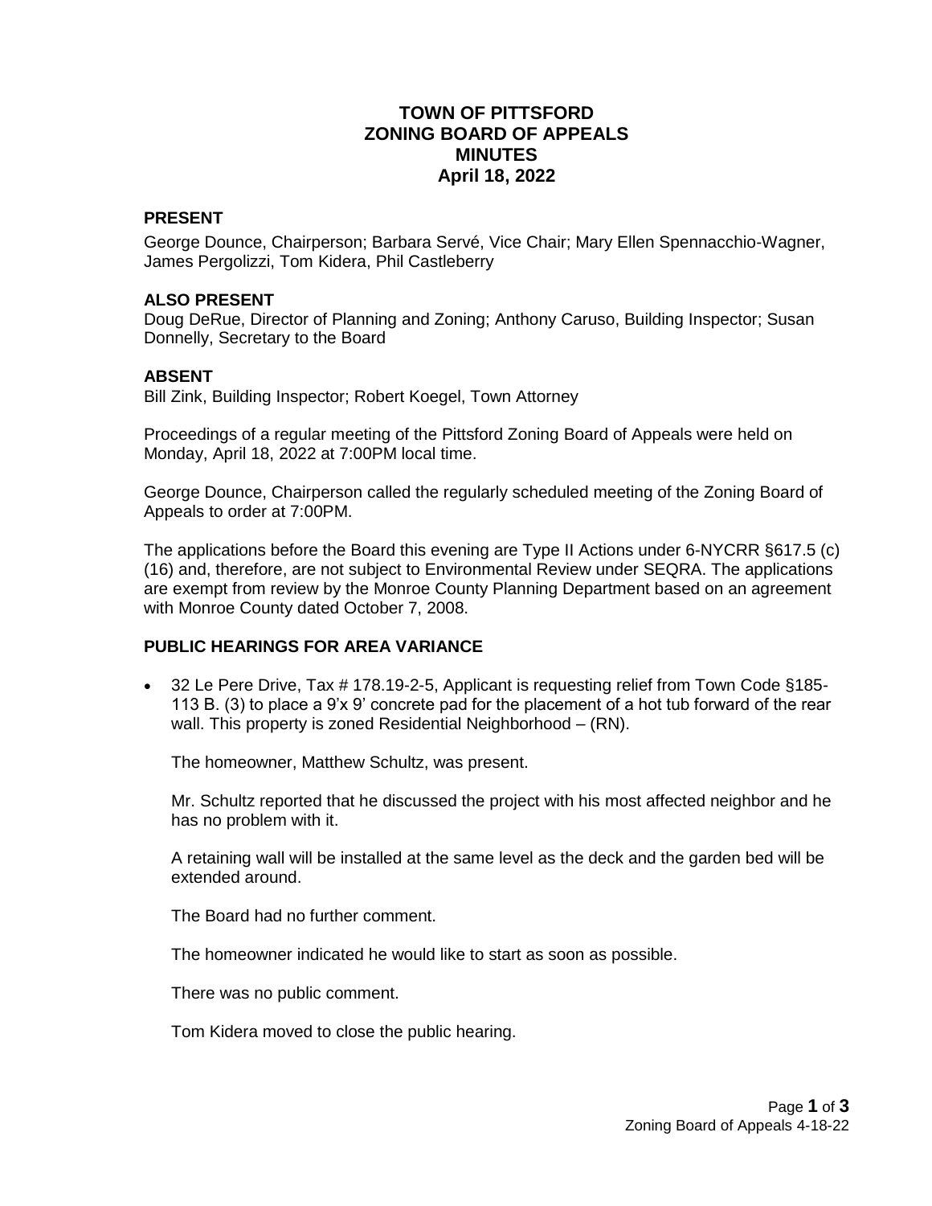# TOWN OF PITTSFORD
# ZONING BOARD OF APPEALS
# MINUTES
# April 18, 2022

## PRESENT

George Dounce, Chairperson; Barbara Servé, Vice Chair; Mary Ellen Spennacchio-Wagner, James Pergolizzi, Tom Kidera, Phil Castleberry

## ALSO PRESENT

Doug DeRue, Director of Planning and Zoning; Anthony Caruso, Building Inspector; Susan Donnelly, Secretary to the Board

## ABSENT

Bill Zink, Building Inspector; Robert Koegel, Town Attorney

Proceedings of a regular meeting of the Pittsford Zoning Board of Appeals were held on Monday, April 18, 2022 at 7:00PM local time.

George Dounce, Chairperson called the regularly scheduled meeting of the Zoning Board of Appeals to order at 7:00PM.

The applications before the Board this evening are Type II Actions under 6-NYCRR §617.5 (c) (16) and, therefore, are not subject to Environmental Review under SEQRA. The applications are exempt from review by the Monroe County Planning Department based on an agreement with Monroe County dated October 7, 2008.

## PUBLIC HEARINGS FOR AREA VARIANCE

- 32 Le Pere Drive, Tax # 178.19-2-5, Applicant is requesting relief from Town Code §185-113 B. (3) to place a 9'x 9' concrete pad for the placement of a hot tub forward of the rear wall. This property is zoned Residential Neighborhood – (RN).

  The homeowner, Matthew Schultz, was present.

  Mr. Schultz reported that he discussed the project with his most affected neighbor and he has no problem with it.

  A retaining wall will be installed at the same level as the deck and the garden bed will be extended around.

  The Board had no further comment.

  The homeowner indicated he would like to start as soon as possible.

  There was no public comment.

  Tom Kidera moved to close the public hearing.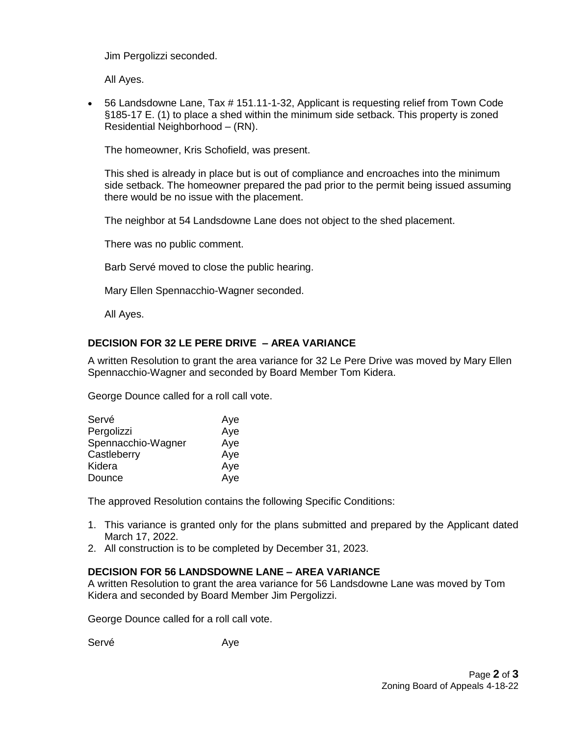Jim Pergolizzi seconded.

All Ayes.

- 56 Landsdowne Lane, Tax # 151.11-1-32, Applicant is requesting relief from Town Code §185-17 E. (1) to place a shed within the minimum side setback. This property is zoned Residential Neighborhood – (RN).

  The homeowner, Kris Schofield, was present.

  This shed is already in place but is out of compliance and encroaches into the minimum side setback. The homeowner prepared the pad prior to the permit being issued assuming there would be no issue with the placement.

  The neighbor at 54 Landsdowne Lane does not object to the shed placement.

  There was no public comment.

  Barb Servé moved to close the public hearing.

  Mary Ellen Spennacchio-Wagner seconded.

  All Ayes.

### DECISION FOR 32 LE PERE DRIVE – AREA VARIANCE

A written Resolution to grant the area variance for 32 Le Pere Drive was moved by Mary Ellen Spennacchio-Wagner and seconded by Board Member Tom Kidera.

George Dounce called for a roll call vote.

| | |
|---|---|
| Servé | Aye |
| Pergolizzi | Aye |
| Spennacchio-Wagner | Aye |
| Castleberry | Aye |
| Kidera | Aye |
| Dounce | Aye |

The approved Resolution contains the following Specific Conditions:

1. This variance is granted only for the plans submitted and prepared by the Applicant dated March 17, 2022.
2. All construction is to be completed by December 31, 2023.

### DECISION FOR 56 LANDSDOWNE LANE – AREA VARIANCE

A written Resolution to grant the area variance for 56 Landsdowne Lane was moved by Tom Kidera and seconded by Board Member Jim Pergolizzi.

George Dounce called for a roll call vote.

| | |
|---|---|
| Servé | Aye |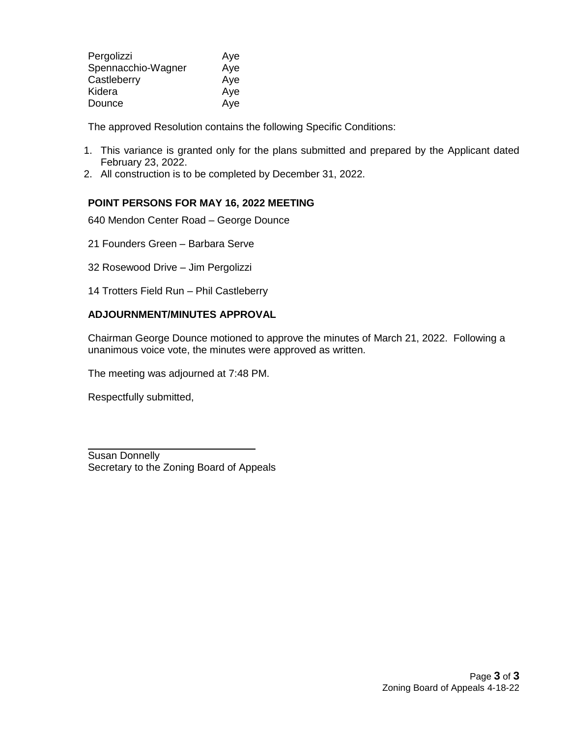| | |
|---|---|
| Pergolizzi | Aye |
| Spennacchio-Wagner | Aye |
| Castleberry | Aye |
| Kidera | Aye |
| Dounce | Aye |

The approved Resolution contains the following Specific Conditions:

1. This variance is granted only for the plans submitted and prepared by the Applicant dated February 23, 2022.
2. All construction is to be completed by December 31, 2022.

**POINT PERSONS FOR MAY 16, 2022 MEETING**

640 Mendon Center Road – George Dounce

21 Founders Green – Barbara Serve

32 Rosewood Drive – Jim Pergolizzi

14 Trotters Field Run – Phil Castleberry

**ADJOURNMENT/MINUTES APPROVAL**

Chairman George Dounce motioned to approve the minutes of March 21, 2022. Following a unanimous voice vote, the minutes were approved as written.

The meeting was adjourned at 7:48 PM.

Respectfully submitted,

Susan Donnelly
Secretary to the Zoning Board of Appeals